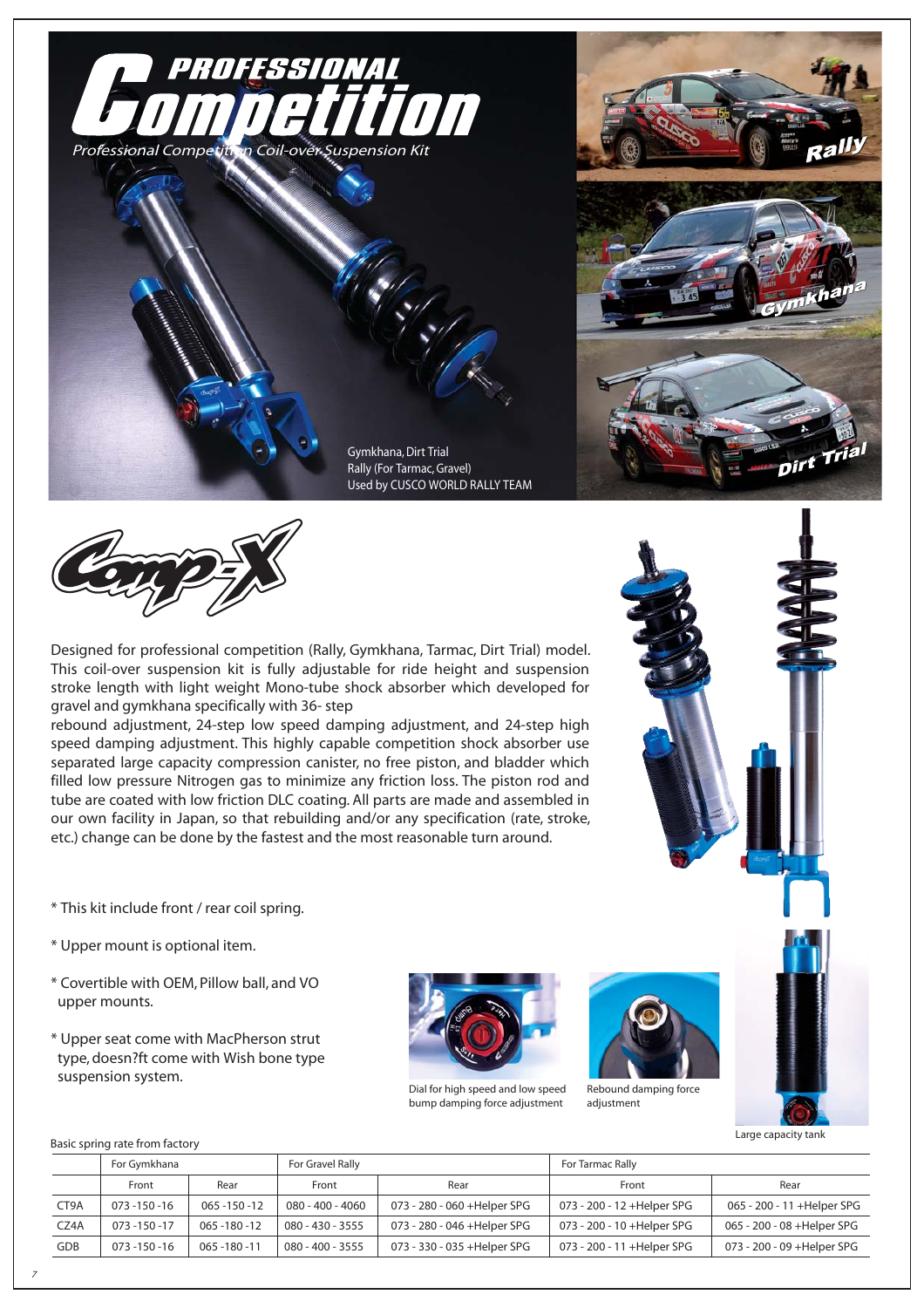# PROFESSIONAL Competition

*Professional Competition Coil-over Suspension Kit*

Gymkhana, Dirt Trial
Rally (For Tarmac, Gravel)
Used by CUSCO WORLD RALLY TEAM

Rally

Gymkhana

Dirt Trial

## Comp-X

Designed for professional competition (Rally, Gymkhana, Tarmac, Dirt Trial) model. This coil-over suspension kit is fully adjustable for ride height and suspension stroke length with light weight Mono-tube shock absorber which developed for gravel and gymkhana specifically with 36- step rebound adjustment, 24-step low speed damping adjustment, and 24-step high speed damping adjustment. This highly capable competition shock absorber use separated large capacity compression canister, no free piston, and bladder which filled low pressure Nitrogen gas to minimize any friction loss. The piston rod and tube are coated with low friction DLC coating. All parts are made and assembled in our own facility in Japan, so that rebuilding and/or any specification (rate, stroke, etc.) change can be done by the fastest and the most reasonable turn around.

* This kit include front / rear coil spring.

* Upper mount is optional item.

* Covertible with OEM, Pillow ball, and VO upper mounts.

* Upper seat come with MacPherson strut type, doesn?ft come with Wish bone type suspension system.

Dial for high speed and low speed bump damping force adjustment

Rebound damping force adjustment

Large capacity tank

Basic spring rate from factory

| | For Gymkhana | | For Gravel Rally | | For Tarmac Rally | |
|---|---|---|---|---|---|---|
| | Front | Rear | Front | Rear | Front | Rear |
| CT9A | 073 -150 -16 | 065 -150 -12 | 080 - 400 - 4060 | 073 - 280 - 060 +Helper SPG | 073 - 200 - 12 +Helper SPG | 065 - 200 - 11 +Helper SPG |
| CZ4A | 073 -150 -17 | 065 -180 -12 | 080 - 430 - 3555 | 073 - 280 - 046 +Helper SPG | 073 - 200 - 10 +Helper SPG | 065 - 200 - 08 +Helper SPG |
| GDB | 073 -150 -16 | 065 -180 -11 | 080 - 400 - 3555 | 073 - 330 - 035 +Helper SPG | 073 - 200 - 11 +Helper SPG | 073 - 200 - 09 +Helper SPG |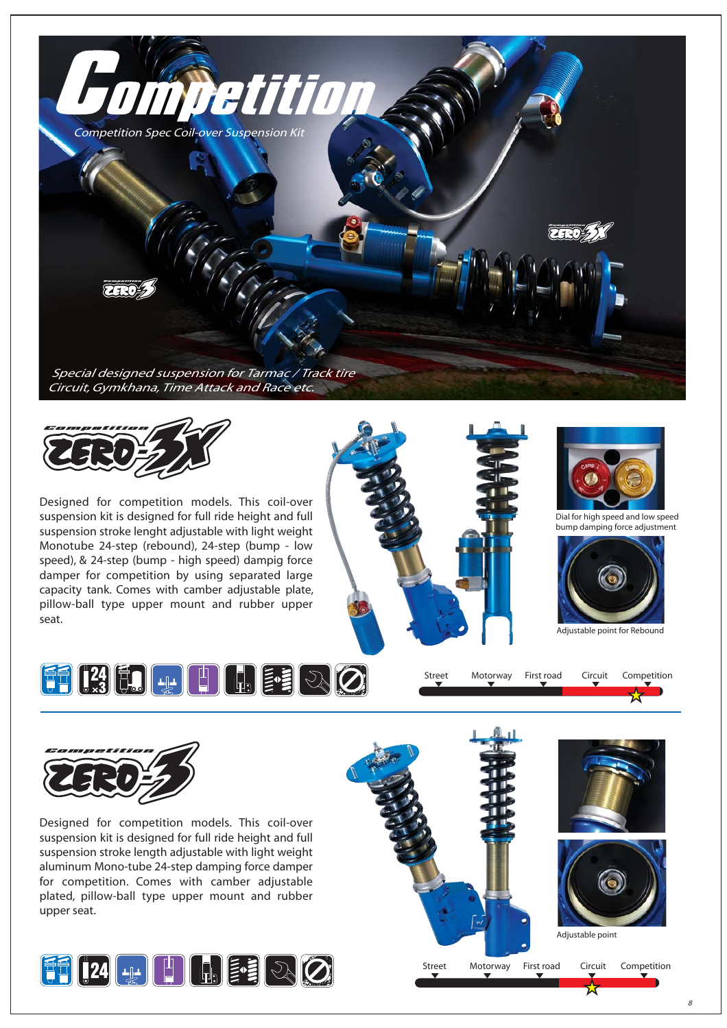# Competition

*Competition Spec Coil-over Suspension Kit*

*Special designed suspension for Tarmac / Track tire*
*Circuit, Gymkhana, Time Attack and Race etc.*

## Competition ZERO-3X

Designed for competition models. This coil-over suspension kit is designed for full ride height and full suspension stroke lenght adjustable with light weight Monotube 24-step (rebound), 24-step (bump - low speed), & 24-step (bump - high speed) dampig force damper for competition by using separated large capacity tank. Comes with camber adjustable plate, pillow-ball type upper mount and rubber upper seat.

Dial for high speed and low speed bump damping force adjustment

Adjustable point for Rebound

Street | Motorway | First road | Circuit | Competition

## Competition ZERO-3

Designed for competition models. This coil-over suspension kit is designed for full ride height and full suspension stroke length adjustable with light weight aluminum Mono-tube 24-step damping force damper for competition. Comes with camber adjustable plated, pillow-ball type upper mount and rubber upper seat.

Adjustable point

Street | Motorway | First road | Circuit | Competition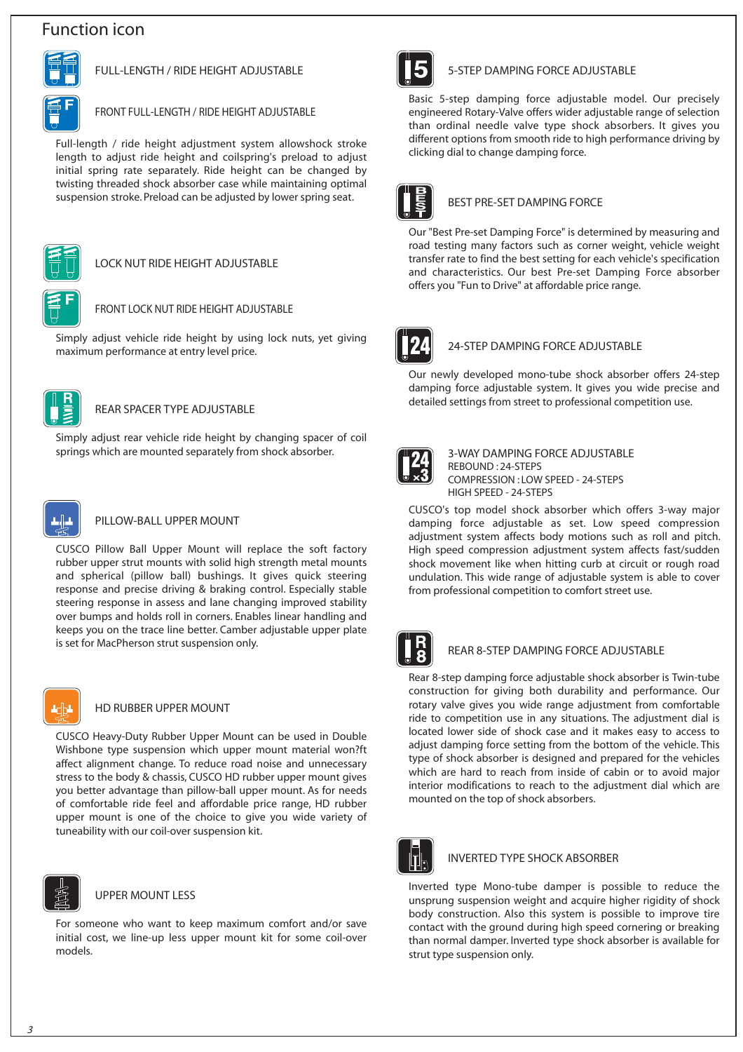# Function icon

### FULL-LENGTH / RIDE HEIGHT ADJUSTABLE

### FRONT FULL-LENGTH / RIDE HEIGHT ADJUSTABLE

Full-length / ride height adjustment system allowshock stroke length to adjust ride height and coilspring's preload to adjust initial spring rate separately. Ride height can be changed by twisting threaded shock absorber case while maintaining optimal suspension stroke. Preload can be adjusted by lower spring seat.

### LOCK NUT RIDE HEIGHT ADJUSTABLE

### FRONT LOCK NUT RIDE HEIGHT ADJUSTABLE

Simply adjust vehicle ride height by using lock nuts, yet giving maximum performance at entry level price.

### REAR SPACER TYPE ADJUSTABLE

Simply adjust rear vehicle ride height by changing spacer of coil springs which are mounted separately from shock absorber.

### PILLOW-BALL UPPER MOUNT

CUSCO Pillow Ball Upper Mount will replace the soft factory rubber upper strut mounts with solid high strength metal mounts and spherical (pillow ball) bushings. It gives quick steering response and precise driving & braking control. Especially stable steering response in assess and lane changing improved stability over bumps and holds roll in corners. Enables linear handling and keeps you on the trace line better. Camber adjustable upper plate is set for MacPherson strut suspension only.

### HD RUBBER UPPER MOUNT

CUSCO Heavy-Duty Rubber Upper Mount can be used in Double Wishbone type suspension which upper mount material won?ft affect alignment change. To reduce road noise and unnecessary stress to the body & chassis, CUSCO HD rubber upper mount gives you better advantage than pillow-ball upper mount. As for needs of comfortable ride feel and affordable price range, HD rubber upper mount is one of the choice to give you wide variety of tuneability with our coil-over suspension kit.

### UPPER MOUNT LESS

For someone who want to keep maximum comfort and/or save initial cost, we line-up less upper mount kit for some coil-over models.

### 5-STEP DAMPING FORCE ADJUSTABLE

Basic 5-step damping force adjustable model. Our precisely engineered Rotary-Valve offers wider adjustable range of selection than ordinal needle valve type shock absorbers. It gives you different options from smooth ride to high performance driving by clicking dial to change damping force.

### BEST PRE-SET DAMPING FORCE

Our "Best Pre-set Damping Force" is determined by measuring and road testing many factors such as corner weight, vehicle weight transfer rate to find the best setting for each vehicle's specification and characteristics. Our best Pre-set Damping Force absorber offers you "Fun to Drive" at affordable price range.

### 24-STEP DAMPING FORCE ADJUSTABLE

Our newly developed mono-tube shock absorber offers 24-step damping force adjustable system. It gives you wide precise and detailed settings from street to professional competition use.

### 3-WAY DAMPING FORCE ADJUSTABLE

REBOUND : 24-STEPS
COMPRESSION : LOW SPEED - 24-STEPS
HIGH SPEED - 24-STEPS

CUSCO's top model shock absorber which offers 3-way major damping force adjustable as set. Low speed compression adjustment system affects body motions such as roll and pitch. High speed compression adjustment system affects fast/sudden shock movement like when hitting curb at circuit or rough road undulation. This wide range of adjustable system is able to cover from professional competition to comfort street use.

### REAR 8-STEP DAMPING FORCE ADJUSTABLE

Rear 8-step damping force adjustable shock absorber is Twin-tube construction for giving both durability and performance. Our rotary valve gives you wide range adjustment from comfortable ride to competition use in any situations. The adjustment dial is located lower side of shock case and it makes easy to access to adjust damping force setting from the bottom of the vehicle. This type of shock absorber is designed and prepared for the vehicles which are hard to reach from inside of cabin or to avoid major interior modifications to reach to the adjustment dial which are mounted on the top of shock absorbers.

### INVERTED TYPE SHOCK ABSORBER

Inverted type Mono-tube damper is possible to reduce the unsprung suspension weight and acquire higher rigidity of shock body construction. Also this system is possible to improve tire contact with the ground during high speed cornering or breaking than normal damper. Inverted type shock absorber is available for strut type suspension only.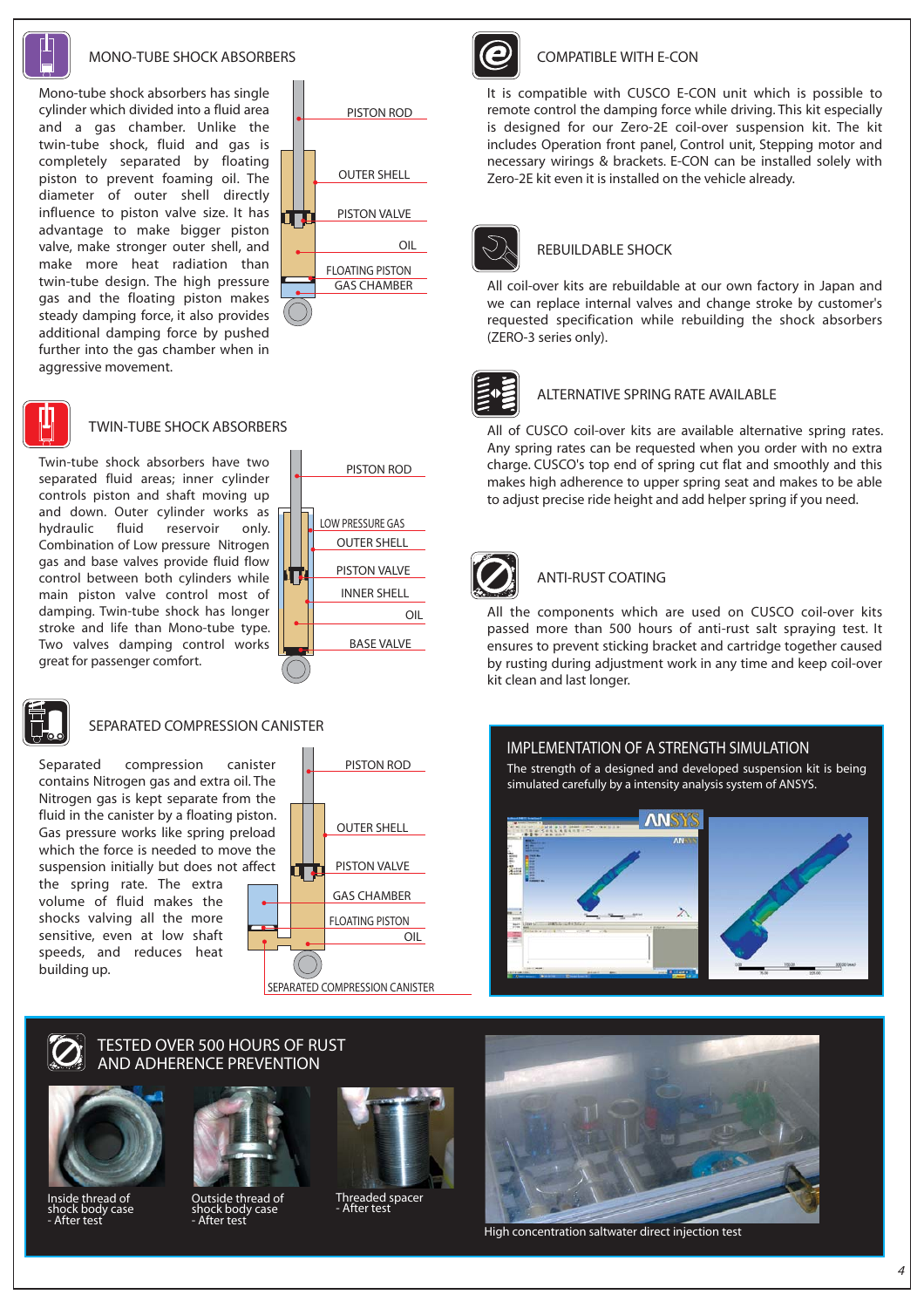## MONO-TUBE SHOCK ABSORBERS

Mono-tube shock absorbers has single cylinder which divided into a fluid area and a gas chamber. Unlike the twin-tube shock, fluid and gas is completely separated by floating piston to prevent foaming oil. The diameter of outer shell directly influence to piston valve size. It has advantage to make bigger piston valve, make stronger outer shell, and make more heat radiation than twin-tube design. The high pressure gas and the floating piston makes steady damping force, it also provides additional damping force by pushed further into the gas chamber when in aggressive movement.

PISTON ROD
OUTER SHELL
PISTON VALVE
OIL
FLOATING PISTON
GAS CHAMBER

## TWIN-TUBE SHOCK ABSORBERS

Twin-tube shock absorbers have two separated fluid areas; inner cylinder controls piston and shaft moving up and down. Outer cylinder works as hydraulic fluid reservoir only. Combination of Low pressure Nitrogen gas and base valves provide fluid flow control between both cylinders while main piston valve controls most of damping. Twin-tube shock has longer stroke and life than Mono-tube type. Two valves damping control works great for passenger comfort.

PISTON ROD
LOW PRESSURE GAS
OUTER SHELL
PISTON VALVE
INNER SHELL
OIL
BASE VALVE

## SEPARATED COMPRESSION CANISTER

Separated compression canister contains Nitrogen gas and extra oil. The Nitrogen gas is kept separate from the fluid in the canister by a floating piston. Gas pressure works like spring preload which the force is needed to move the suspension initially but does not affect the spring rate. The extra volume of fluid makes the shocks valving all the more sensitive, even at low shaft speeds, and reduces heat building up.

PISTON ROD
OUTER SHELL
PISTON VALVE
GAS CHAMBER
FLOATING PISTON
OIL
SEPARATED COMPRESSION CANISTER

## COMPATIBLE WITH E-CON

It is compatible with CUSCO E-CON unit which is possible to remote control the damping force while driving. This kit especially is designed for our Zero-2E coil-over suspension kit. The kit includes Operation front panel, Control unit, Stepping motor and necessary wirings & brackets. E-CON can be installed solely with Zero-2E kit even it is installed on the vehicle already.

## REBUILDABLE SHOCK

All coil-over kits are rebuildable at our own factory in Japan and we can replace internal valves and change stroke by customer's requested specification while rebuilding the shock absorbers (ZERO-3 series only).

## ALTERNATIVE SPRING RATE AVAILABLE

All of CUSCO coil-over kits are available alternative spring rates. Any spring rates can be requested when you order with no extra charge. CUSCO's top end of spring cut flat and smoothly and this makes high adherence to upper spring seat and makes to be able to adjust precise ride height and add helper spring if you need.

## ANTI-RUST COATING

All the components which are used on CUSCO coil-over kits passed more than 500 hours of anti-rust salt spraying test. It ensures to prevent sticking bracket and cartridge together caused by rusting during adjustment work in any time and keep coil-over kit clean and last longer.

## IMPLEMENTATION OF A STRENGTH SIMULATION

The strength of a designed and developed suspension kit is being simulated carefully by a intensity analysis system of ANSYS.

## TESTED OVER 500 HOURS OF RUST AND ADHERENCE PREVENTION

Inside thread of shock body case - After test

Outside thread of shock body case - After test

Threaded spacer - After test

High concentration saltwater direct injection test